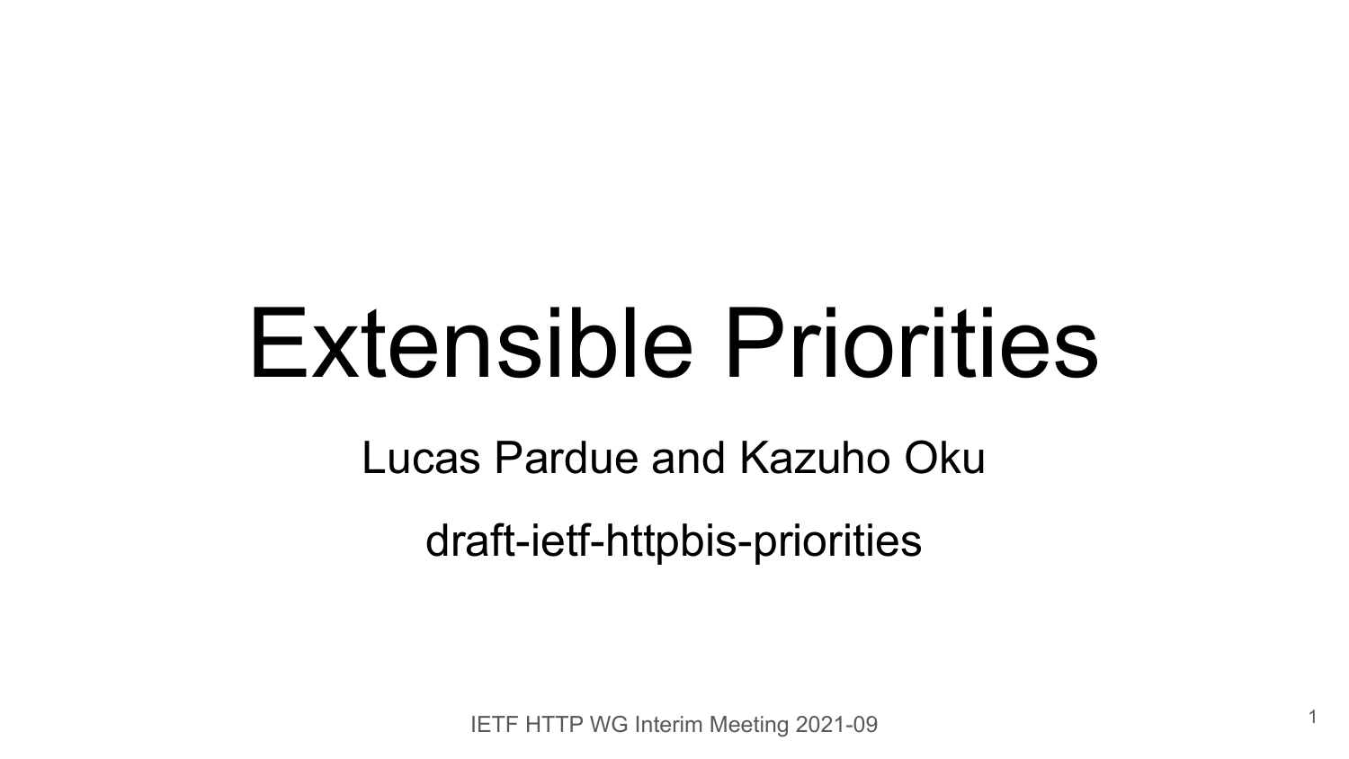# Extensible Priorities

Lucas Pardue and Kazuho Oku

draft-ietf-httpbis-priorities

IETF HTTP WG Interim Meeting 2021-09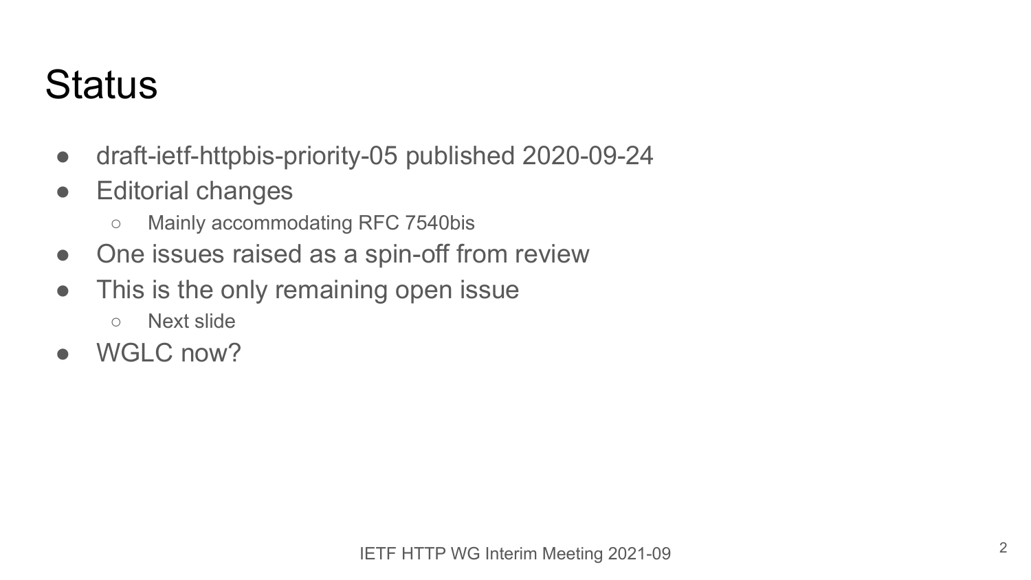# Status

- draft-ietf-httpbis-priority-05 published 2020-09-24
- Editorial changes
  - Mainly accommodating RFC 7540bis
- One issues raised as a spin-off from review
- This is the only remaining open issue
  - Next slide
- WGLC now?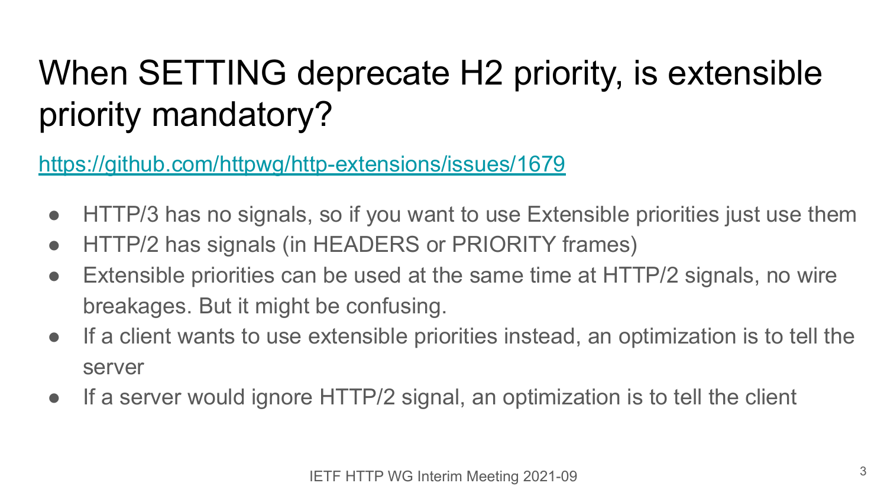# When SETTING deprecate H2 priority, is extensible priority mandatory?

https://github.com/httpwg/http-extensions/issues/1679

- HTTP/3 has no signals, so if you want to use Extensible priorities just use them
- HTTP/2 has signals (in HEADERS or PRIORITY frames)
- Extensible priorities can be used at the same time at HTTP/2 signals, no wire breakages. But it might be confusing.
- If a client wants to use extensible priorities instead, an optimization is to tell the server
- If a server would ignore HTTP/2 signal, an optimization is to tell the client

IETF HTTP WG Interim Meeting 2021-09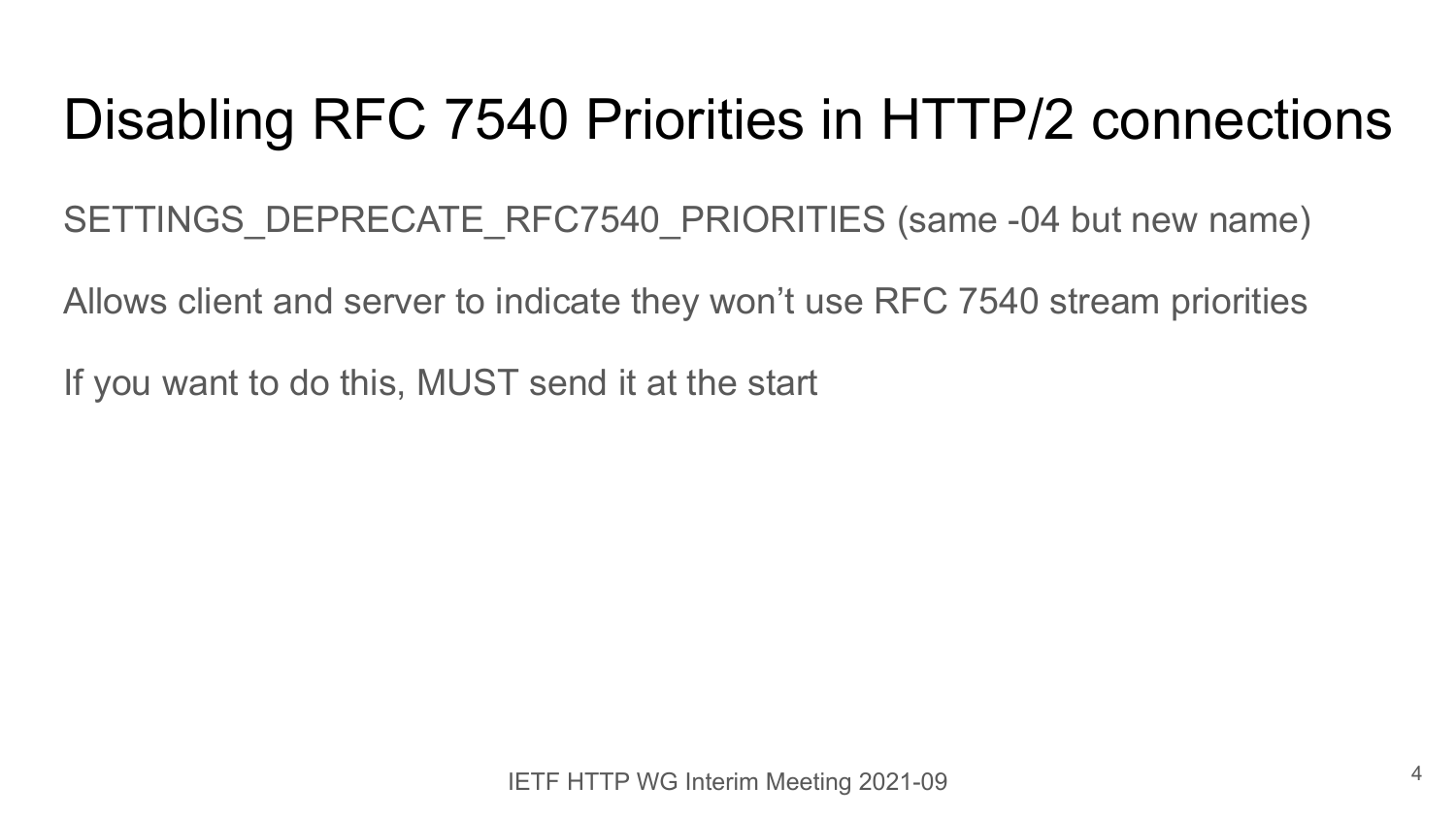# Disabling RFC 7540 Priorities in HTTP/2 connections

SETTINGS_DEPRECATE_RFC7540_PRIORITIES (same -04 but new name)

Allows client and server to indicate they won’t use RFC 7540 stream priorities

If you want to do this, MUST send it at the start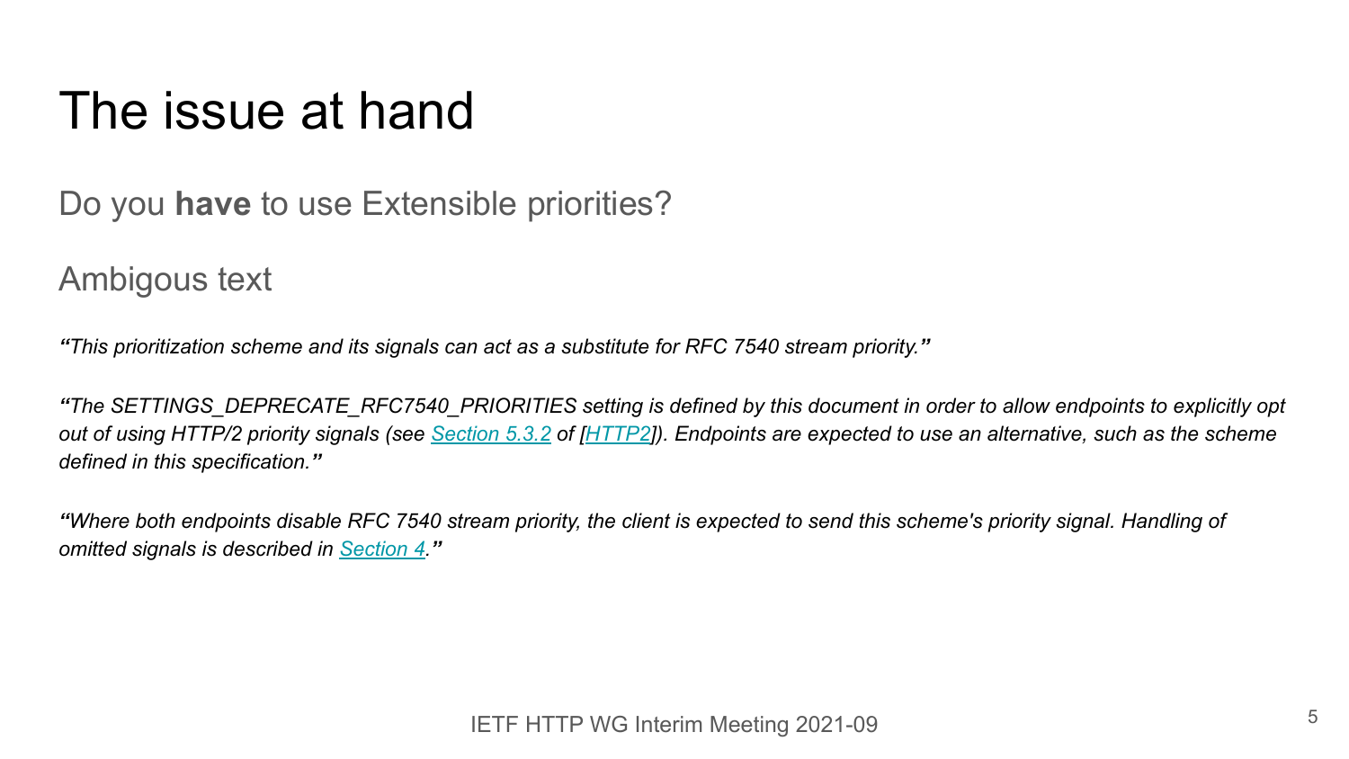# The issue at hand

Do you **have** to use Extensible priorities?

Ambigous text

*"This prioritization scheme and its signals can act as a substitute for RFC 7540 stream priority."*

*"The SETTINGS_DEPRECATE_RFC7540_PRIORITIES setting is defined by this document in order to allow endpoints to explicitly opt out of using HTTP/2 priority signals (see [Section 5.3.2]() of [[HTTP2]()]). Endpoints are expected to use an alternative, such as the scheme defined in this specification."*

*"Where both endpoints disable RFC 7540 stream priority, the client is expected to send this scheme's priority signal. Handling of omitted signals is described in [Section 4]()."*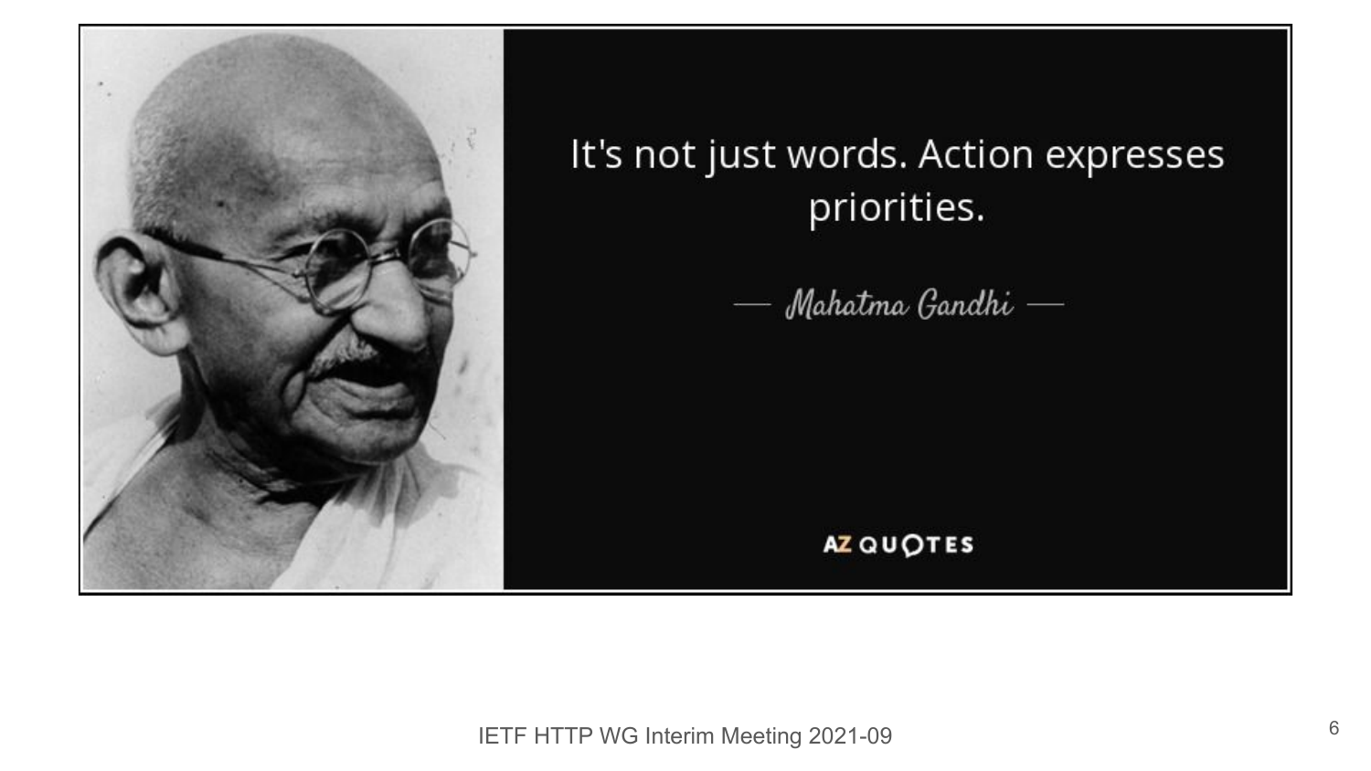It's not just words. Action expresses priorities.

— *Mahatma Gandhi* —

AZ QUOTES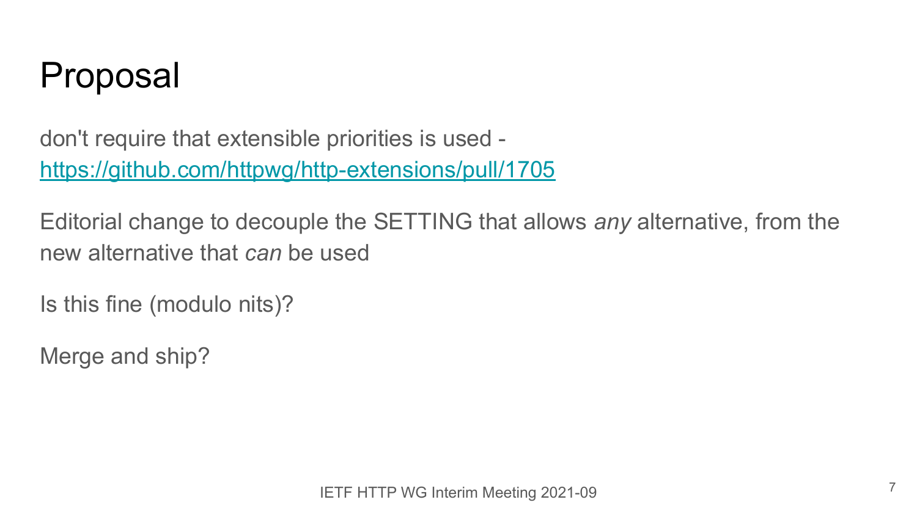# Proposal

don't require that extensible priorities is used - https://github.com/httpwg/http-extensions/pull/1705

Editorial change to decouple the SETTING that allows *any* alternative, from the new alternative that *can* be used

Is this fine (modulo nits)?

Merge and ship?